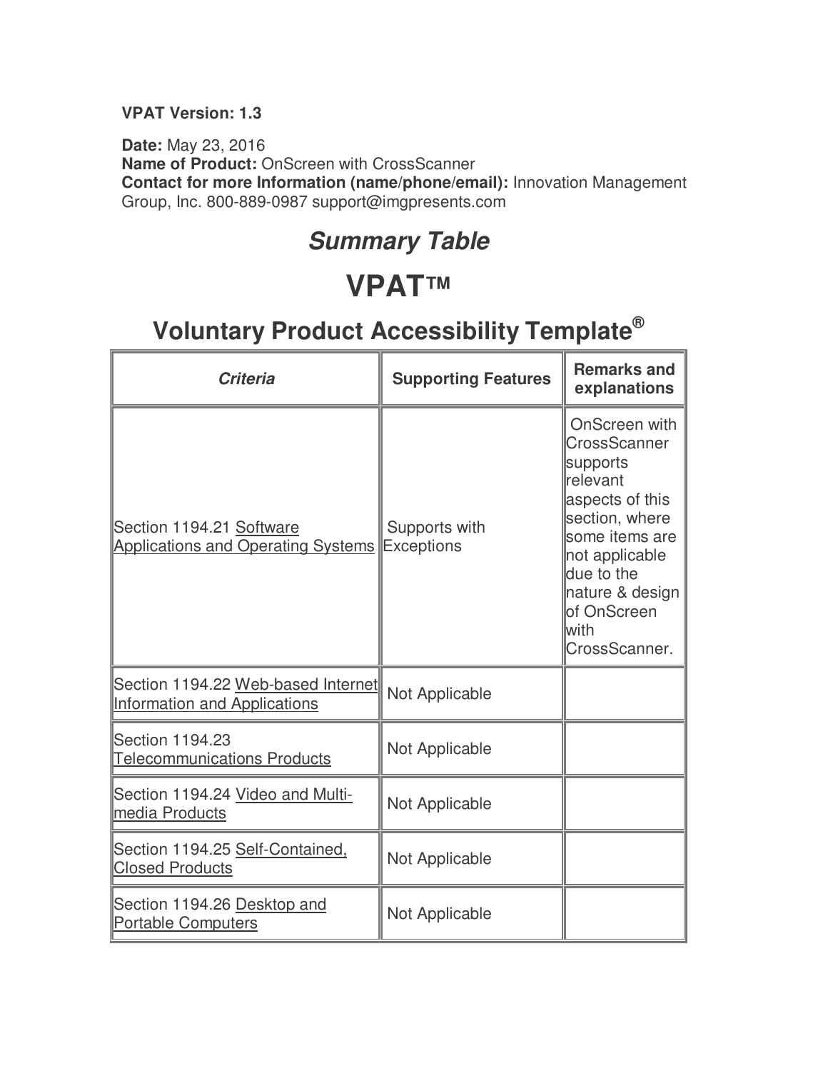**VPAT Version: 1.3**

**Date:** May 23, 2016
**Name of Product:** OnScreen with CrossScanner
**Contact for more Information (name/phone/email):** Innovation Management Group, Inc. 800-889-0987 support@imgpresents.com

## *Summary Table*

# VPAT™

## Voluntary Product Accessibility Template®

| *Criteria* | Supporting Features | Remarks and explanations |
|---|---|---|
| Section 1194.21 Software Applications and Operating Systems | Supports with Exceptions | OnScreen with CrossScanner supports relevant aspects of this section, where some items are not applicable due to the nature & design of OnScreen with CrossScanner. |
| Section 1194.22 Web-based Internet Information and Applications | Not Applicable | |
| Section 1194.23 Telecommunications Products | Not Applicable | |
| Section 1194.24 Video and Multi-media Products | Not Applicable | |
| Section 1194.25 Self-Contained, Closed Products | Not Applicable | |
| Section 1194.26 Desktop and Portable Computers | Not Applicable | |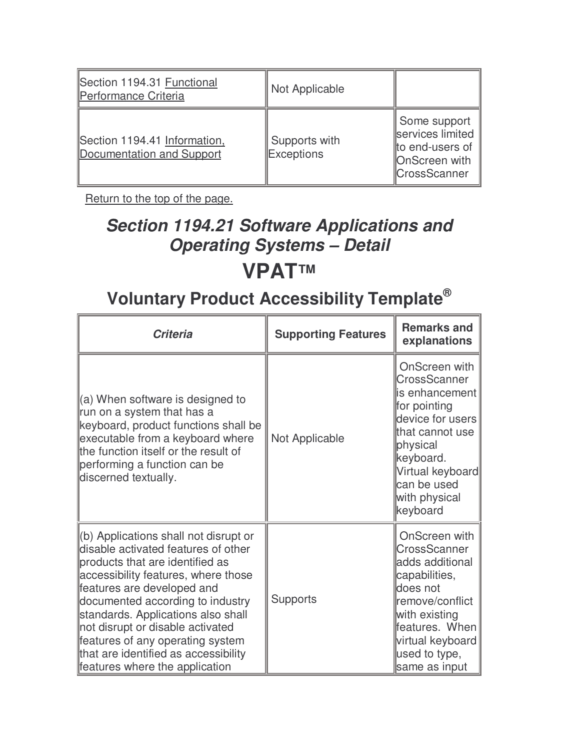| Section 1194.31 Functional Performance Criteria | Not Applicable | |
|---|---|---|
| Section 1194.41 Information, Documentation and Support | Supports with Exceptions | Some support services limited to end-users of OnScreen with CrossScanner |

Return to the top of the page.

## *Section 1194.21 Software Applications and Operating Systems – Detail*

# VPAT™

## Voluntary Product Accessibility Template®

| *Criteria* | **Supporting Features** | **Remarks and explanations** |
|---|---|---|
| (a) When software is designed to run on a system that has a keyboard, product functions shall be executable from a keyboard where the function itself or the result of performing a function can be discerned textually. | Not Applicable | OnScreen with CrossScanner is enhancement for pointing device for users that cannot use physical keyboard. Virtual keyboard can be used with physical keyboard |
| (b) Applications shall not disrupt or disable activated features of other products that are identified as accessibility features, where those features are developed and documented according to industry standards. Applications also shall not disrupt or disable activated features of any operating system that are identified as accessibility features where the application | Supports | OnScreen with CrossScanner adds additional capabilities, does not remove/conflict with existing features. When virtual keyboard used to type, same as input |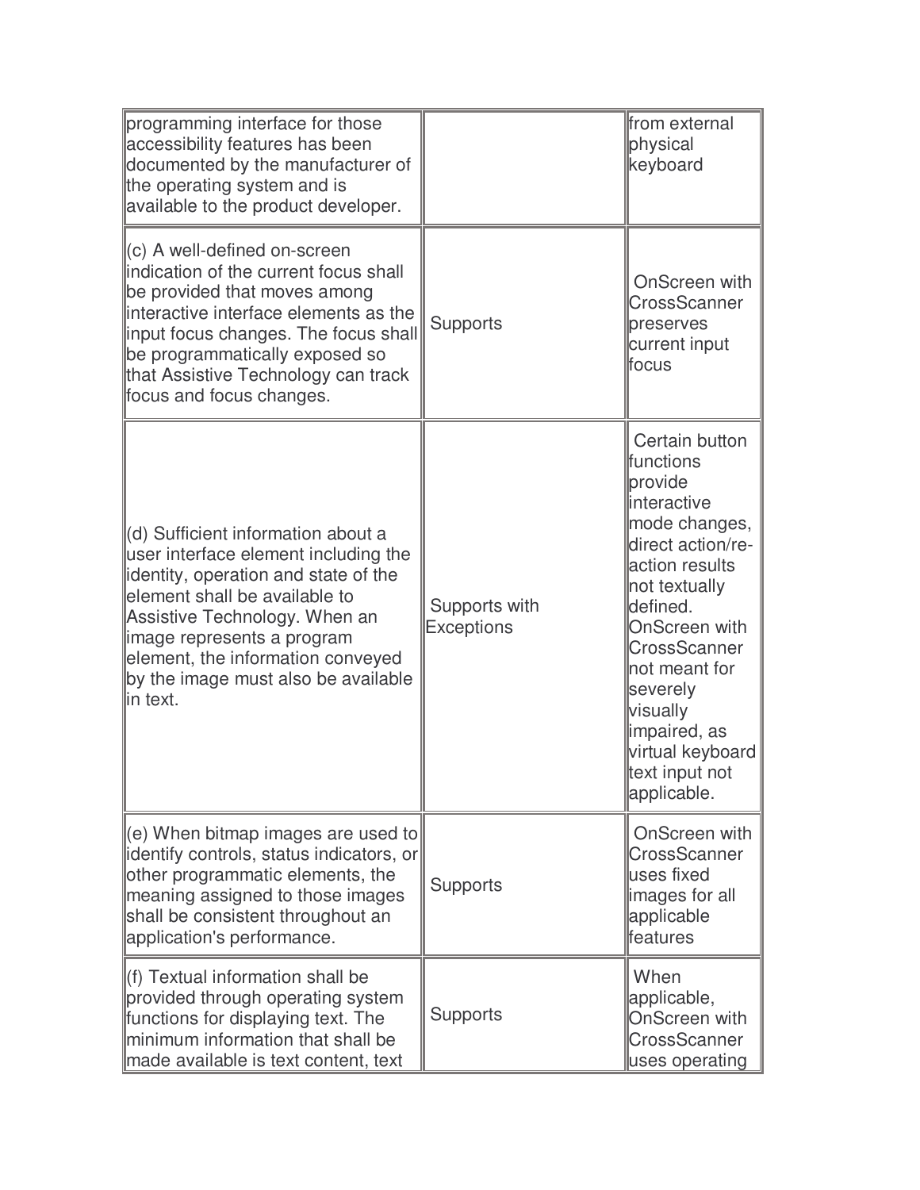| | | |
|---|---|---|
| programming interface for those accessibility features has been documented by the manufacturer of the operating system and is available to the product developer. | | from external physical keyboard |
| (c) A well-defined on-screen indication of the current focus shall be provided that moves among interactive interface elements as the input focus changes. The focus shall be programmatically exposed so that Assistive Technology can track focus and focus changes. | Supports | OnScreen with CrossScanner preserves current input focus |
| (d) Sufficient information about a user interface element including the identity, operation and state of the element shall be available to Assistive Technology. When an image represents a program element, the information conveyed by the image must also be available in text. | Supports with Exceptions | Certain button functions provide interactive mode changes, direct action/re-action results not textually defined. OnScreen with CrossScanner not meant for severely visually impaired, as virtual keyboard text input not applicable. |
| (e) When bitmap images are used to identify controls, status indicators, or other programmatic elements, the meaning assigned to those images shall be consistent throughout an application's performance. | Supports | OnScreen with CrossScanner uses fixed images for all applicable features |
| (f) Textual information shall be provided through operating system functions for displaying text. The minimum information that shall be made available is text content, text | Supports | When applicable, OnScreen with CrossScanner uses operating |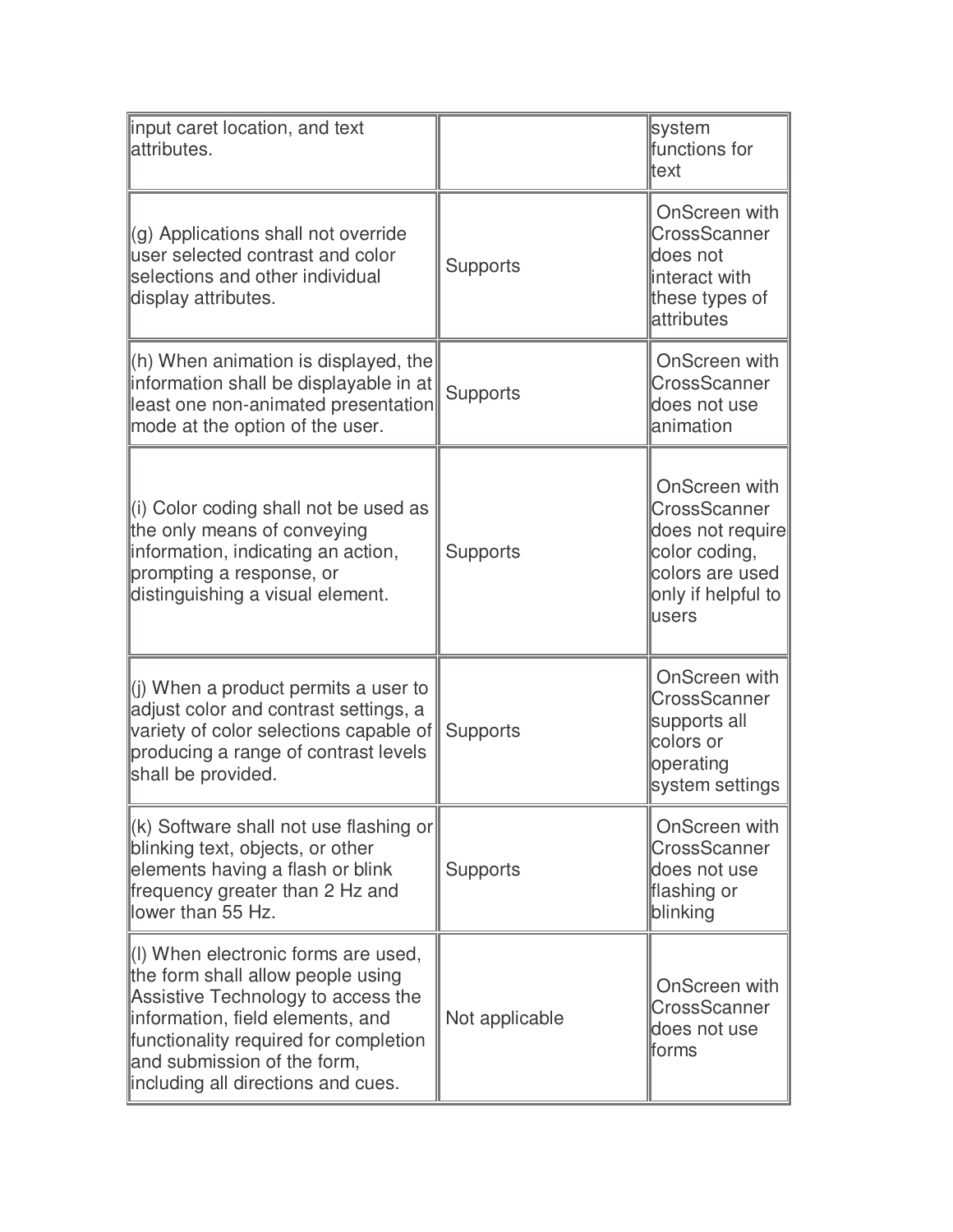| | | |
|---|---|---|
| input caret location, and text attributes. | | system functions for text |
| (g) Applications shall not override user selected contrast and color selections and other individual display attributes. | Supports | OnScreen with CrossScanner does not interact with these types of attributes |
| (h) When animation is displayed, the information shall be displayable in at least one non-animated presentation mode at the option of the user. | Supports | OnScreen with CrossScanner does not use animation |
| (i) Color coding shall not be used as the only means of conveying information, indicating an action, prompting a response, or distinguishing a visual element. | Supports | OnScreen with CrossScanner does not require color coding, colors are used only if helpful to users |
| (j) When a product permits a user to adjust color and contrast settings, a variety of color selections capable of producing a range of contrast levels shall be provided. | Supports | OnScreen with CrossScanner supports all colors or operating system settings |
| (k) Software shall not use flashing or blinking text, objects, or other elements having a flash or blink frequency greater than 2 Hz and lower than 55 Hz. | Supports | OnScreen with CrossScanner does not use flashing or blinking |
| (l) When electronic forms are used, the form shall allow people using Assistive Technology to access the information, field elements, and functionality required for completion and submission of the form, including all directions and cues. | Not applicable | OnScreen with CrossScanner does not use forms |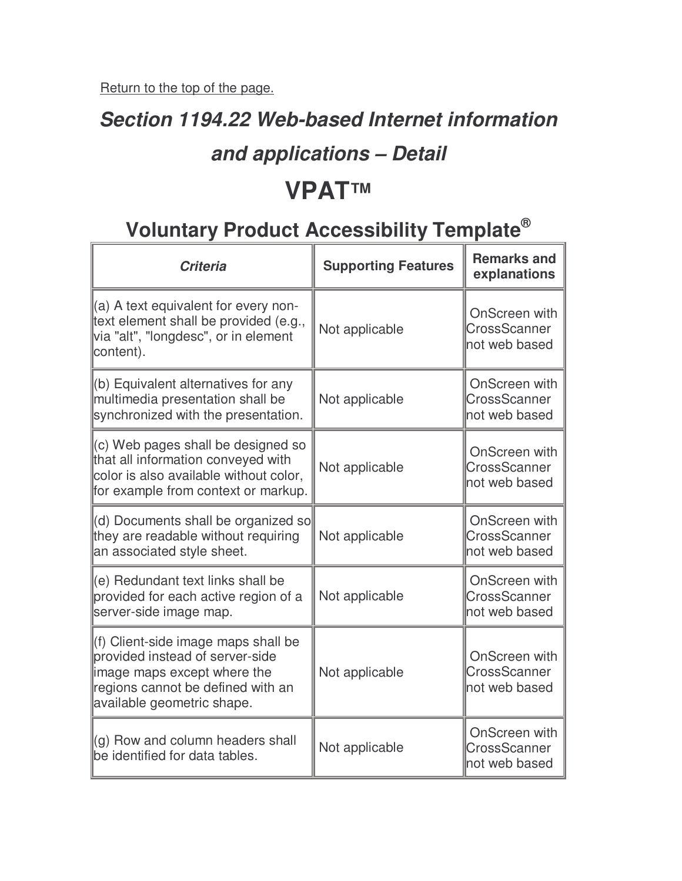Return to the top of the page.

## *Section 1194.22 Web-based Internet information and applications – Detail*

# VPAT™

## Voluntary Product Accessibility Template®

| *Criteria* | **Supporting Features** | **Remarks and explanations** |
|---|---|---|
| (a) A text equivalent for every non-text element shall be provided (e.g., via "alt", "longdesc", or in element content). | Not applicable | OnScreen with CrossScanner not web based |
| (b) Equivalent alternatives for any multimedia presentation shall be synchronized with the presentation. | Not applicable | OnScreen with CrossScanner not web based |
| (c) Web pages shall be designed so that all information conveyed with color is also available without color, for example from context or markup. | Not applicable | OnScreen with CrossScanner not web based |
| (d) Documents shall be organized so they are readable without requiring an associated style sheet. | Not applicable | OnScreen with CrossScanner not web based |
| (e) Redundant text links shall be provided for each active region of a server-side image map. | Not applicable | OnScreen with CrossScanner not web based |
| (f) Client-side image maps shall be provided instead of server-side image maps except where the regions cannot be defined with an available geometric shape. | Not applicable | OnScreen with CrossScanner not web based |
| (g) Row and column headers shall be identified for data tables. | Not applicable | OnScreen with CrossScanner not web based |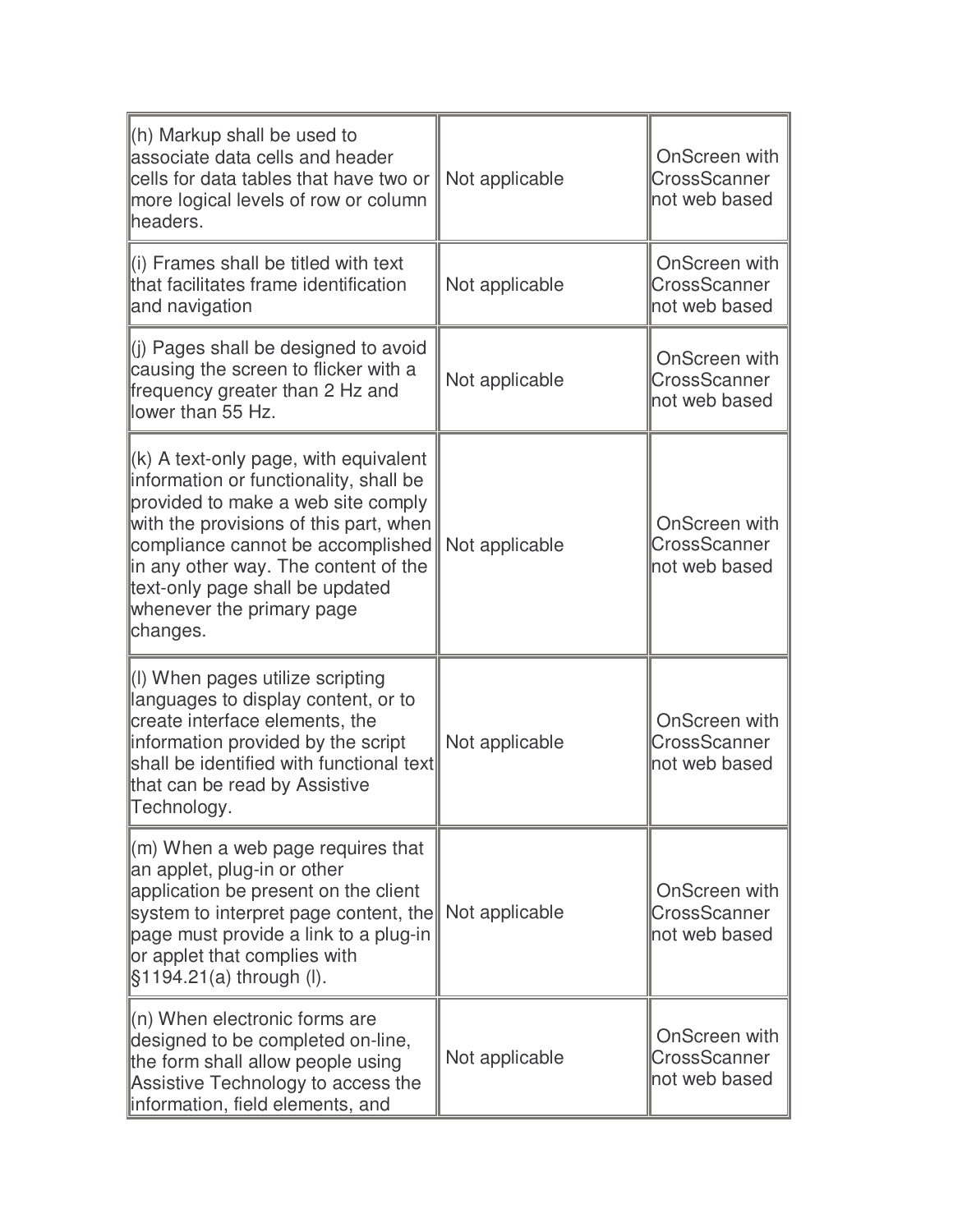| | | |
|---|---|---|
| (h) Markup shall be used to associate data cells and header cells for data tables that have two or more logical levels of row or column headers. | Not applicable | OnScreen with CrossScanner not web based |
| (i) Frames shall be titled with text that facilitates frame identification and navigation | Not applicable | OnScreen with CrossScanner not web based |
| (j) Pages shall be designed to avoid causing the screen to flicker with a frequency greater than 2 Hz and lower than 55 Hz. | Not applicable | OnScreen with CrossScanner not web based |
| (k) A text-only page, with equivalent information or functionality, shall be provided to make a web site comply with the provisions of this part, when compliance cannot be accomplished in any other way. The content of the text-only page shall be updated whenever the primary page changes. | Not applicable | OnScreen with CrossScanner not web based |
| (l) When pages utilize scripting languages to display content, or to create interface elements, the information provided by the script shall be identified with functional text that can be read by Assistive Technology. | Not applicable | OnScreen with CrossScanner not web based |
| (m) When a web page requires that an applet, plug-in or other application be present on the client system to interpret page content, the page must provide a link to a plug-in or applet that complies with §1194.21(a) through (l). | Not applicable | OnScreen with CrossScanner not web based |
| (n) When electronic forms are designed to be completed on-line, the form shall allow people using Assistive Technology to access the information, field elements, and | Not applicable | OnScreen with CrossScanner not web based |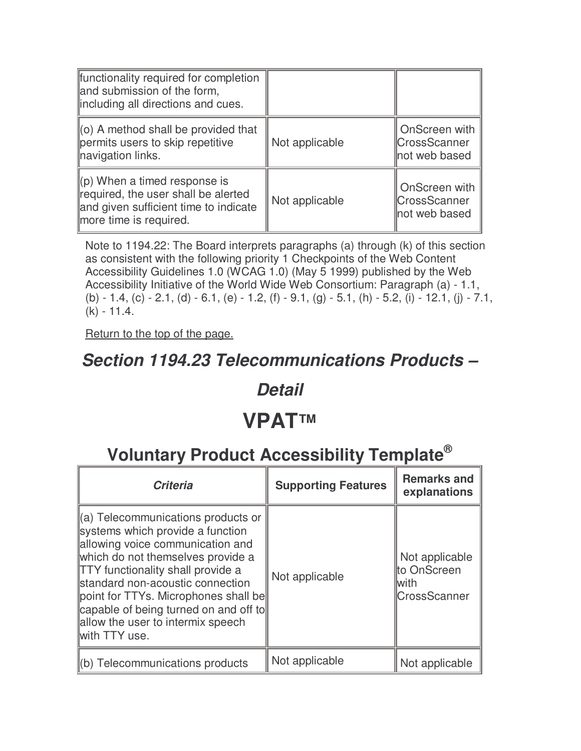| | | |
|---|---|---|
| functionality required for completion and submission of the form, including all directions and cues. | | |
| (o) A method shall be provided that permits users to skip repetitive navigation links. | Not applicable | OnScreen with CrossScanner not web based |
| (p) When a timed response is required, the user shall be alerted and given sufficient time to indicate more time is required. | Not applicable | OnScreen with CrossScanner not web based |

Note to 1194.22: The Board interprets paragraphs (a) through (k) of this section as consistent with the following priority 1 Checkpoints of the Web Content Accessibility Guidelines 1.0 (WCAG 1.0) (May 5 1999) published by the Web Accessibility Initiative of the World Wide Web Consortium: Paragraph (a) - 1.1, (b) - 1.4, (c) - 2.1, (d) - 6.1, (e) - 1.2, (f) - 9.1, (g) - 5.1, (h) - 5.2, (i) - 12.1, (j) - 7.1, (k) - 11.4.

Return to the top of the page.

## *Section 1194.23 Telecommunications Products – Detail*

# VPAT™

## Voluntary Product Accessibility Template®

| *Criteria* | Supporting Features | Remarks and explanations |
|---|---|---|
| (a) Telecommunications products or systems which provide a function allowing voice communication and which do not themselves provide a TTY functionality shall provide a standard non-acoustic connection point for TTYs. Microphones shall be capable of being turned on and off to allow the user to intermix speech with TTY use. | Not applicable | Not applicable to OnScreen with CrossScanner |
| (b) Telecommunications products | Not applicable | Not applicable |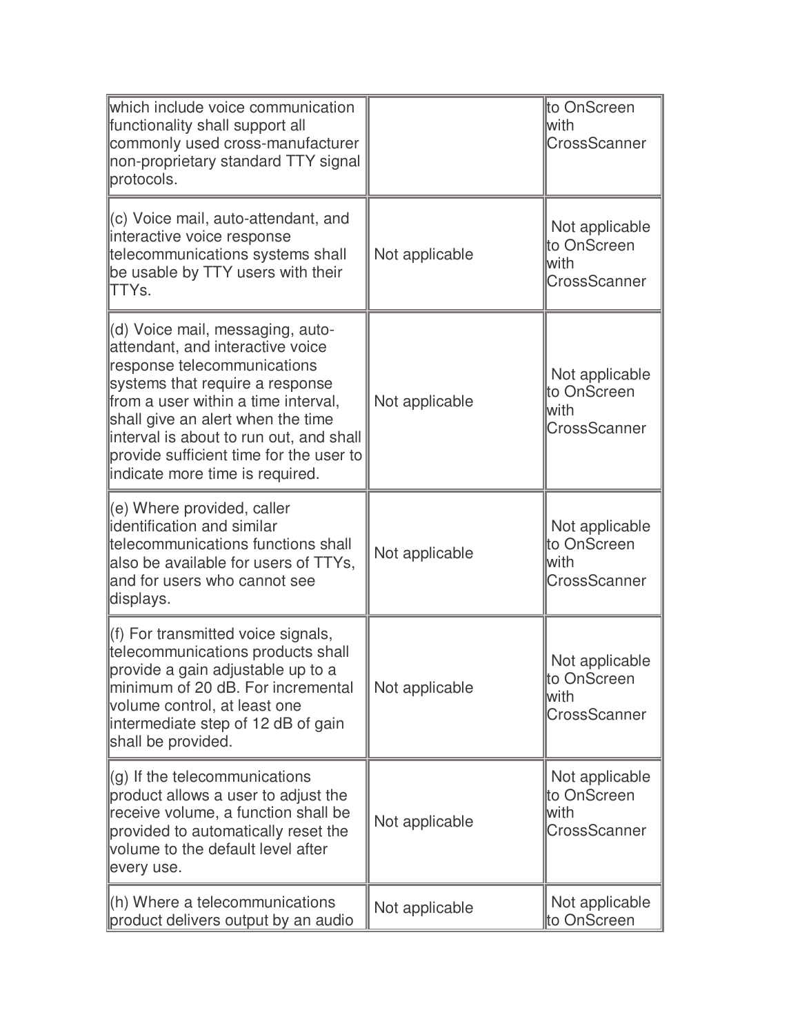| | | |
|---|---|---|
| which include voice communication functionality shall support all commonly used cross-manufacturer non-proprietary standard TTY signal protocols. | | to OnScreen with CrossScanner |
| (c) Voice mail, auto-attendant, and interactive voice response telecommunications systems shall be usable by TTY users with their TTYs. | Not applicable | Not applicable to OnScreen with CrossScanner |
| (d) Voice mail, messaging, auto-attendant, and interactive voice response telecommunications systems that require a response from a user within a time interval, shall give an alert when the time interval is about to run out, and shall provide sufficient time for the user to indicate more time is required. | Not applicable | Not applicable to OnScreen with CrossScanner |
| (e) Where provided, caller identification and similar telecommunications functions shall also be available for users of TTYs, and for users who cannot see displays. | Not applicable | Not applicable to OnScreen with CrossScanner |
| (f) For transmitted voice signals, telecommunications products shall provide a gain adjustable up to a minimum of 20 dB. For incremental volume control, at least one intermediate step of 12 dB of gain shall be provided. | Not applicable | Not applicable to OnScreen with CrossScanner |
| (g) If the telecommunications product allows a user to adjust the receive volume, a function shall be provided to automatically reset the volume to the default level after every use. | Not applicable | Not applicable to OnScreen with CrossScanner |
| (h) Where a telecommunications product delivers output by an audio | Not applicable | Not applicable to OnScreen |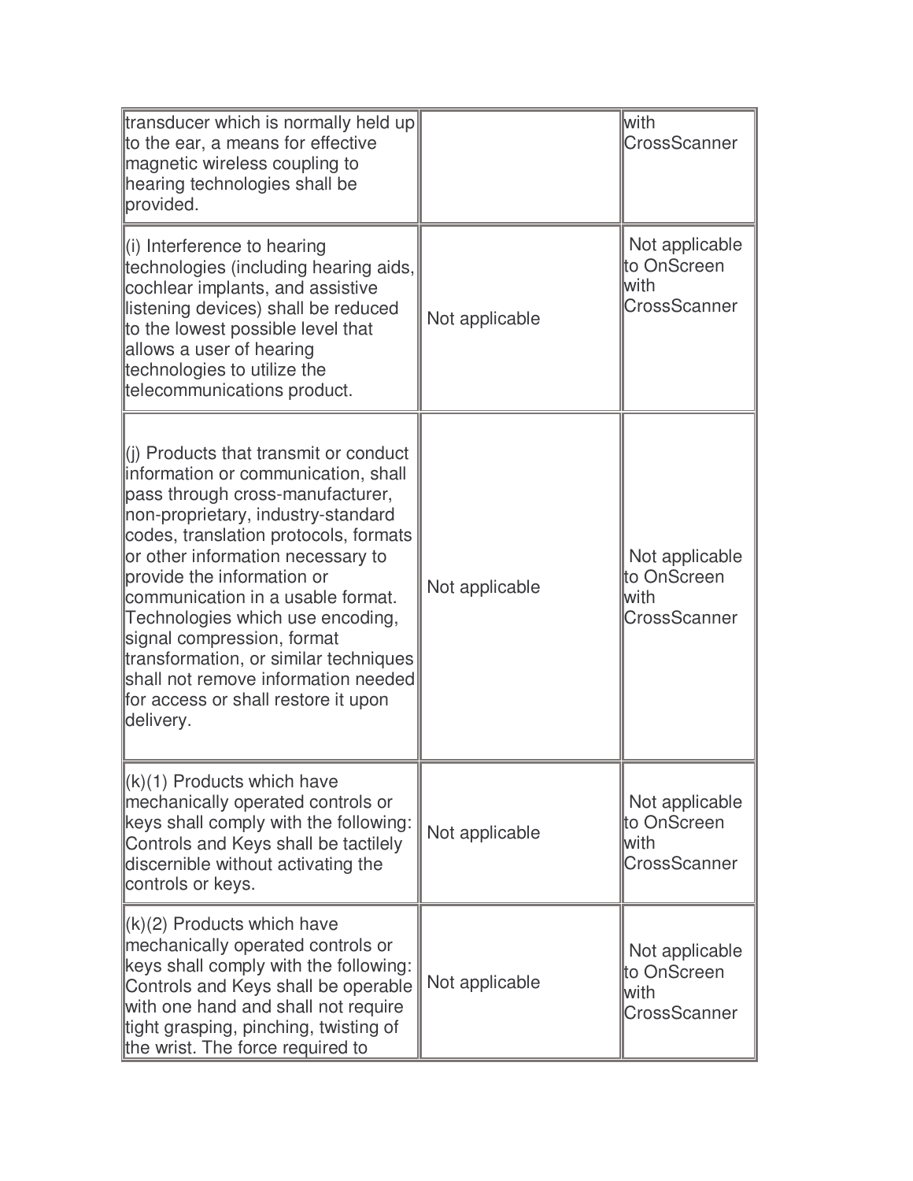| | | |
|---|---|---|
| transducer which is normally held up to the ear, a means for effective magnetic wireless coupling to hearing technologies shall be provided. | | with CrossScanner |
| (i) Interference to hearing technologies (including hearing aids, cochlear implants, and assistive listening devices) shall be reduced to the lowest possible level that allows a user of hearing technologies to utilize the telecommunications product. | Not applicable | Not applicable to OnScreen with CrossScanner |
| (j) Products that transmit or conduct information or communication, shall pass through cross-manufacturer, non-proprietary, industry-standard codes, translation protocols, formats or other information necessary to provide the information or communication in a usable format. Technologies which use encoding, signal compression, format transformation, or similar techniques shall not remove information needed for access or shall restore it upon delivery. | Not applicable | Not applicable to OnScreen with CrossScanner |
| (k)(1) Products which have mechanically operated controls or keys shall comply with the following: Controls and Keys shall be tactilely discernible without activating the controls or keys. | Not applicable | Not applicable to OnScreen with CrossScanner |
| (k)(2) Products which have mechanically operated controls or keys shall comply with the following: Controls and Keys shall be operable with one hand and shall not require tight grasping, pinching, twisting of the wrist. The force required to | Not applicable | Not applicable to OnScreen with CrossScanner |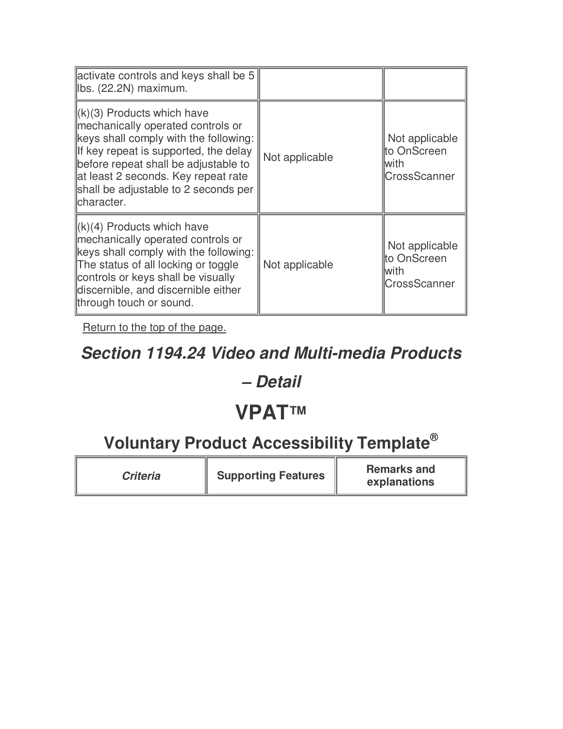| | | |
|---|---|---|
| activate controls and keys shall be 5 lbs. (22.2N) maximum. | | |
| (k)(3) Products which have mechanically operated controls or keys shall comply with the following: If key repeat is supported, the delay before repeat shall be adjustable to at least 2 seconds. Key repeat rate shall be adjustable to 2 seconds per character. | Not applicable | Not applicable to OnScreen with CrossScanner |
| (k)(4) Products which have mechanically operated controls or keys shall comply with the following: The status of all locking or toggle controls or keys shall be visually discernible, and discernible either through touch or sound. | Not applicable | Not applicable to OnScreen with CrossScanner |

Return to the top of the page.

## *Section 1194.24 Video and Multi-media Products – Detail*

# VPAT™

## Voluntary Product Accessibility Template®

| *Criteria* | Supporting Features | Remarks and explanations |
|---|---|---|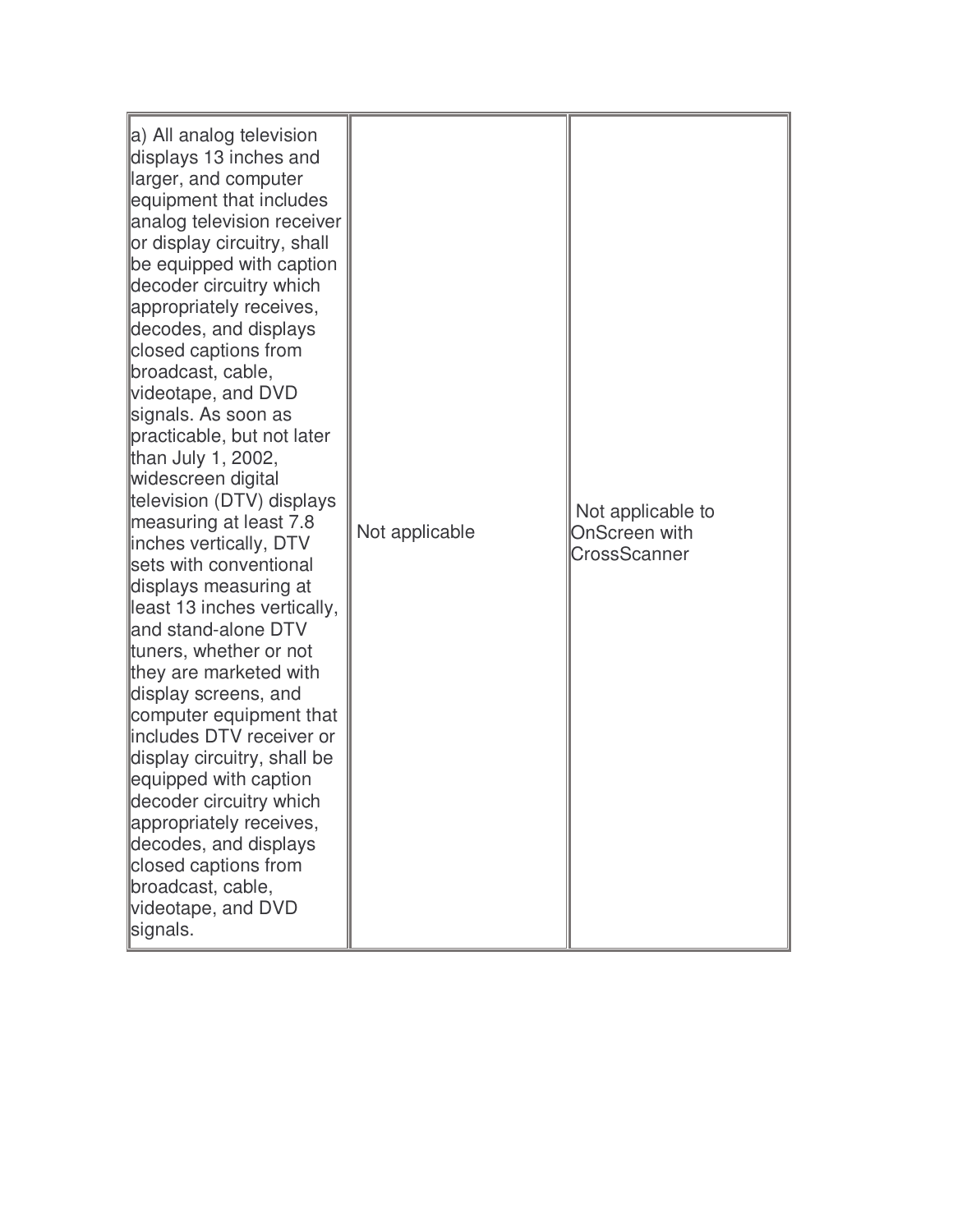| | | |
|---|---|---|
| a) All analog television displays 13 inches and larger, and computer equipment that includes analog television receiver or display circuitry, shall be equipped with caption decoder circuitry which appropriately receives, decodes, and displays closed captions from broadcast, cable, videotape, and DVD signals. As soon as practicable, but not later than July 1, 2002, widescreen digital television (DTV) displays measuring at least 7.8 inches vertically, DTV sets with conventional displays measuring at least 13 inches vertically, and stand-alone DTV tuners, whether or not they are marketed with display screens, and computer equipment that includes DTV receiver or display circuitry, shall be equipped with caption decoder circuitry which appropriately receives, decodes, and displays closed captions from broadcast, cable, videotape, and DVD signals. | Not applicable | Not applicable to OnScreen with CrossScanner |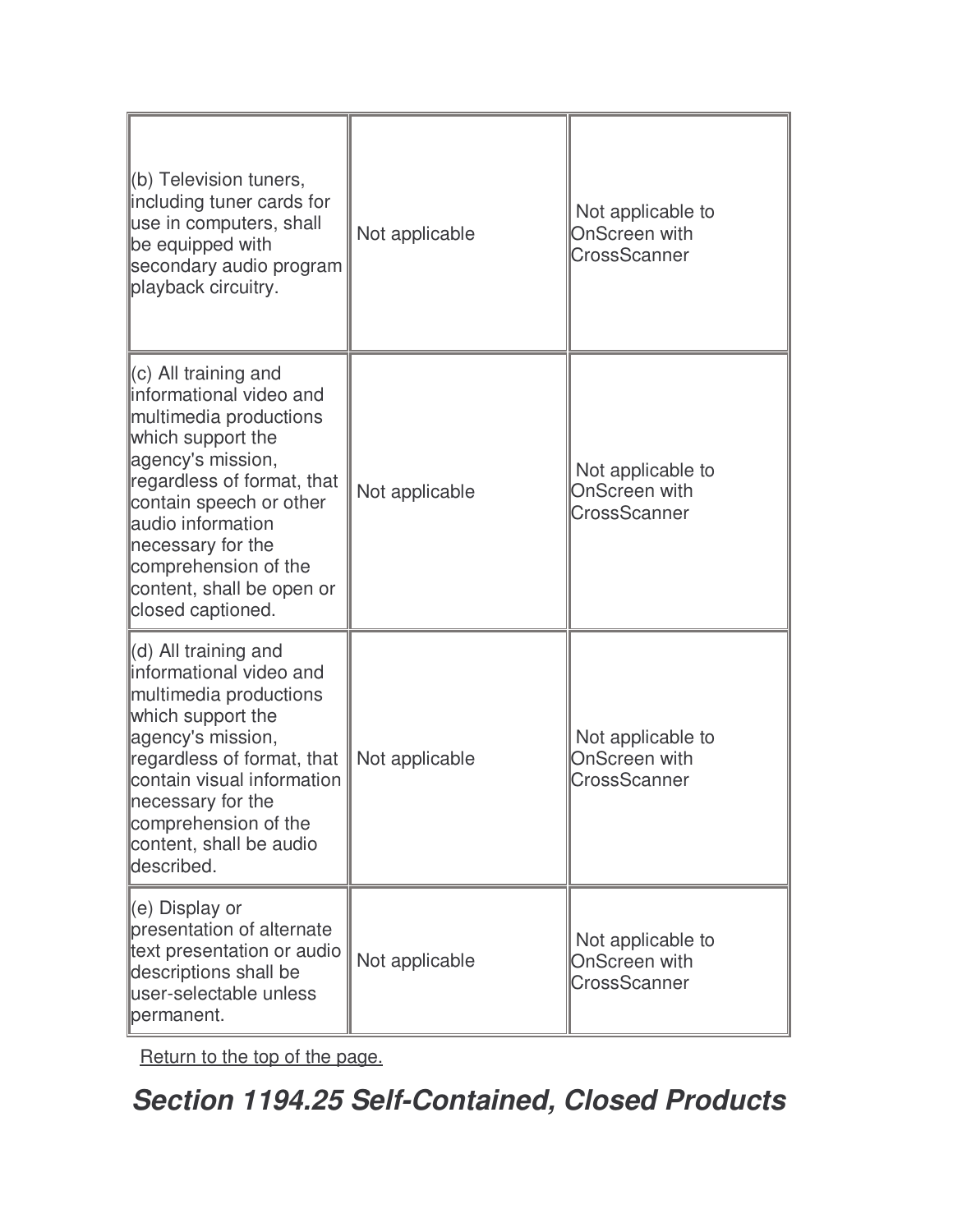| | | |
|---|---|---|
| (b) Television tuners, including tuner cards for use in computers, shall be equipped with secondary audio program playback circuitry. | Not applicable | Not applicable to OnScreen with CrossScanner |
| (c) All training and informational video and multimedia productions which support the agency's mission, regardless of format, that contain speech or other audio information necessary for the comprehension of the content, shall be open or closed captioned. | Not applicable | Not applicable to OnScreen with CrossScanner |
| (d) All training and informational video and multimedia productions which support the agency's mission, regardless of format, that contain visual information necessary for the comprehension of the content, shall be audio described. | Not applicable | Not applicable to OnScreen with CrossScanner |
| (e) Display or presentation of alternate text presentation or audio descriptions shall be user-selectable unless permanent. | Not applicable | Not applicable to OnScreen with CrossScanner |

Return to the top of the page.

## *Section 1194.25 Self-Contained, Closed Products*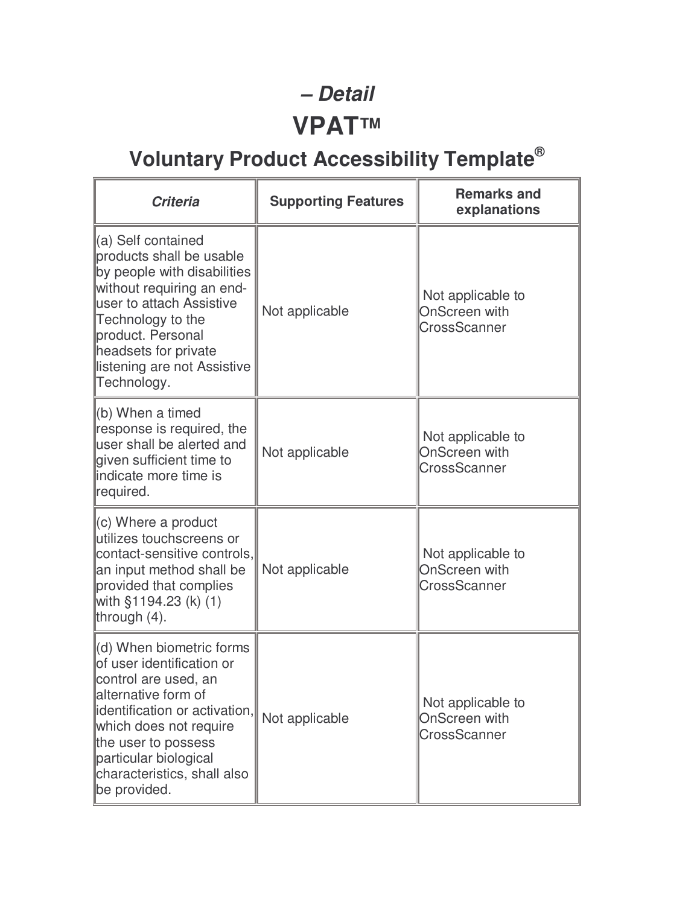## *– Detail*

# VPAT™

## Voluntary Product Accessibility Template®

| *Criteria* | Supporting Features | Remarks and explanations |
| --- | --- | --- |
| (a) Self contained products shall be usable by people with disabilities without requiring an end-user to attach Assistive Technology to the product. Personal headsets for private listening are not Assistive Technology. | Not applicable | Not applicable to OnScreen with CrossScanner |
| (b) When a timed response is required, the user shall be alerted and given sufficient time to indicate more time is required. | Not applicable | Not applicable to OnScreen with CrossScanner |
| (c) Where a product utilizes touchscreens or contact-sensitive controls, an input method shall be provided that complies with §1194.23 (k) (1) through (4). | Not applicable | Not applicable to OnScreen with CrossScanner |
| (d) When biometric forms of user identification or control are used, an alternative form of identification or activation, which does not require the user to possess particular biological characteristics, shall also be provided. | Not applicable | Not applicable to OnScreen with CrossScanner |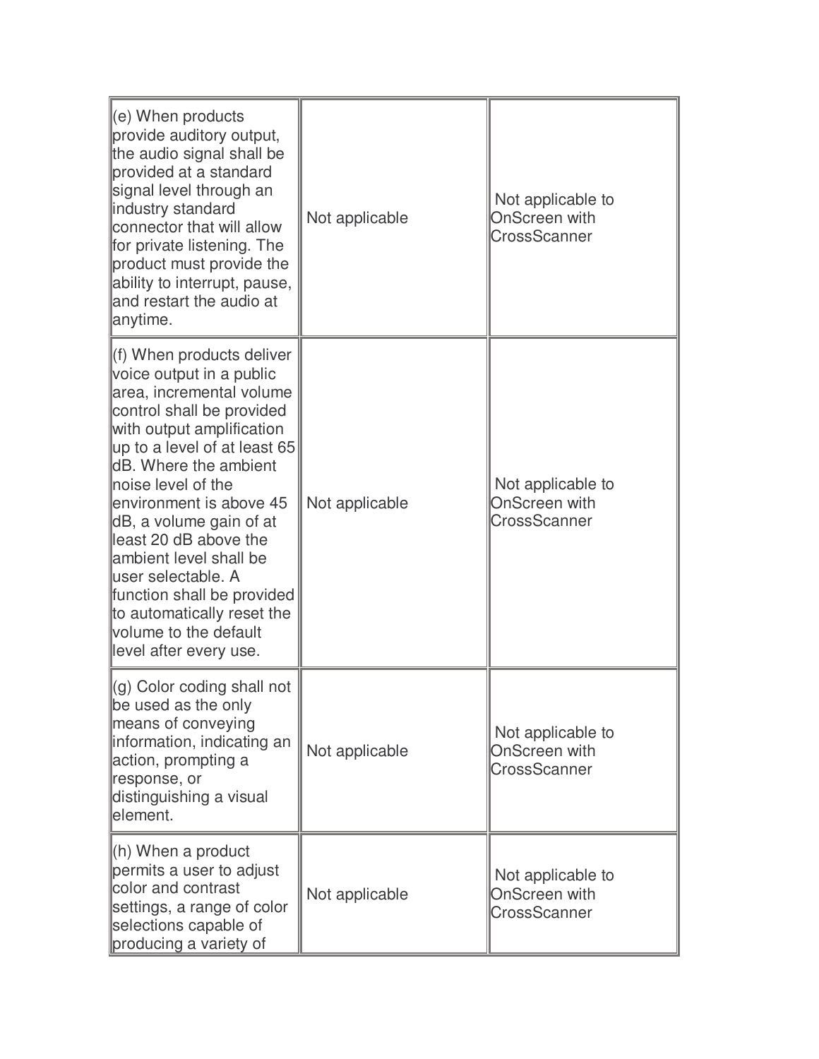| | | |
|---|---|---|
| (e) When products provide auditory output, the audio signal shall be provided at a standard signal level through an industry standard connector that will allow for private listening. The product must provide the ability to interrupt, pause, and restart the audio at anytime. | Not applicable | Not applicable to OnScreen with CrossScanner |
| (f) When products deliver voice output in a public area, incremental volume control shall be provided with output amplification up to a level of at least 65 dB. Where the ambient noise level of the environment is above 45 dB, a volume gain of at least 20 dB above the ambient level shall be user selectable. A function shall be provided to automatically reset the volume to the default level after every use. | Not applicable | Not applicable to OnScreen with CrossScanner |
| (g) Color coding shall not be used as the only means of conveying information, indicating an action, prompting a response, or distinguishing a visual element. | Not applicable | Not applicable to OnScreen with CrossScanner |
| (h) When a product permits a user to adjust color and contrast settings, a range of color selections capable of producing a variety of | Not applicable | Not applicable to OnScreen with CrossScanner |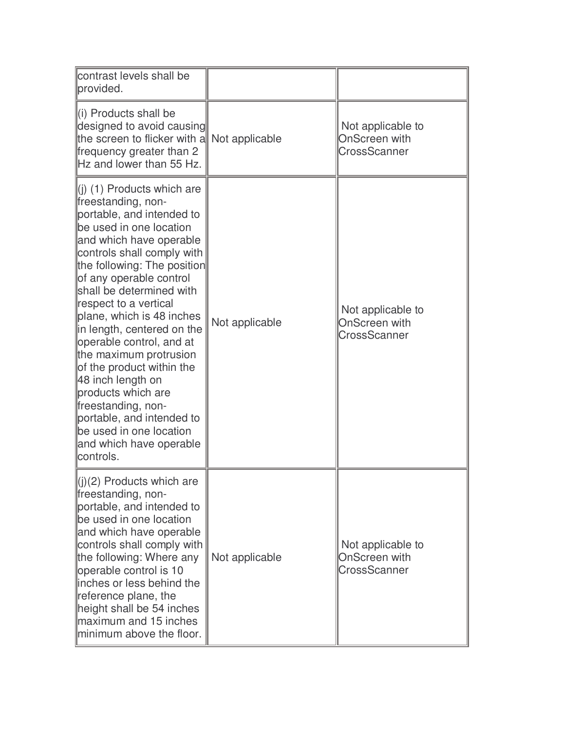| | | |
|---|---|---|
| contrast levels shall be provided. | | |
| (i) Products shall be designed to avoid causing the screen to flicker with a frequency greater than 2 Hz and lower than 55 Hz. | Not applicable | Not applicable to OnScreen with CrossScanner |
| (j) (1) Products which are freestanding, non-portable, and intended to be used in one location and which have operable controls shall comply with the following: The position of any operable control shall be determined with respect to a vertical plane, which is 48 inches in length, centered on the operable control, and at the maximum protrusion of the product within the 48 inch length on products which are freestanding, non-portable, and intended to be used in one location and which have operable controls. | Not applicable | Not applicable to OnScreen with CrossScanner |
| (j)(2) Products which are freestanding, non-portable, and intended to be used in one location and which have operable controls shall comply with the following: Where any operable control is 10 inches or less behind the reference plane, the height shall be 54 inches maximum and 15 inches minimum above the floor. | Not applicable | Not applicable to OnScreen with CrossScanner |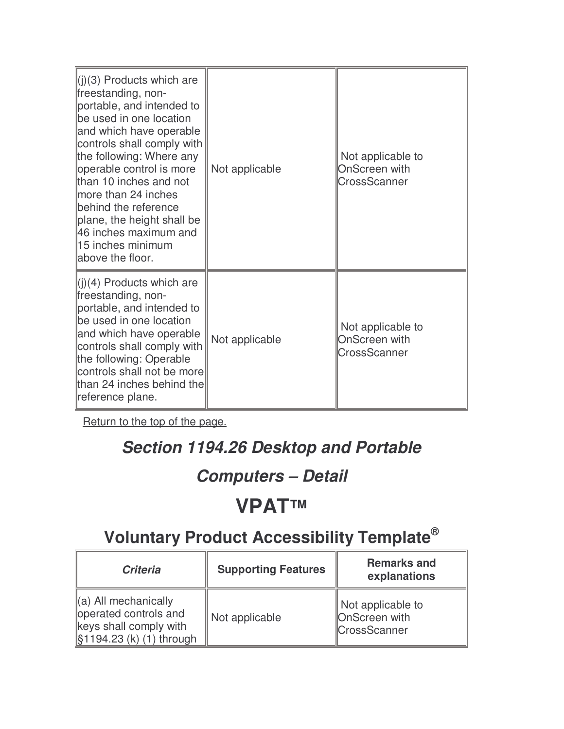| | | |
|---|---|---|
| (j)(3) Products which are freestanding, non-portable, and intended to be used in one location and which have operable controls shall comply with the following: Where any operable control is more than 10 inches and not more than 24 inches behind the reference plane, the height shall be 46 inches maximum and 15 inches minimum above the floor. | Not applicable | Not applicable to OnScreen with CrossScanner |
| (j)(4) Products which are freestanding, non-portable, and intended to be used in one location and which have operable controls shall comply with the following: Operable controls shall not be more than 24 inches behind the reference plane. | Not applicable | Not applicable to OnScreen with CrossScanner |

Return to the top of the page.

## *Section 1194.26 Desktop and Portable Computers – Detail*

# VPAT™

## Voluntary Product Accessibility Template®

| *Criteria* | Supporting Features | Remarks and explanations |
|---|---|---|
| (a) All mechanically operated controls and keys shall comply with §1194.23 (k) (1) through | Not applicable | Not applicable to OnScreen with CrossScanner |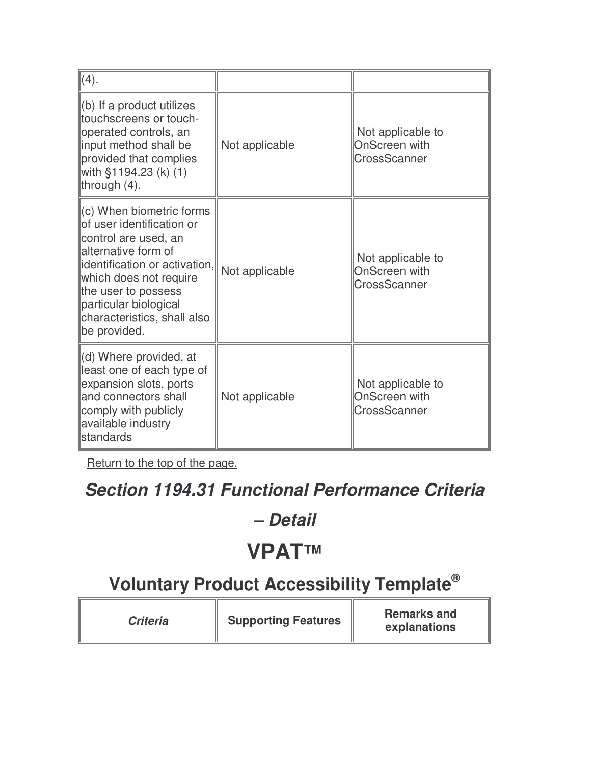| (4). | | |
|---|---|---|
| (b) If a product utilizes touchscreens or touch-operated controls, an input method shall be provided that complies with §1194.23 (k) (1) through (4). | Not applicable | Not applicable to OnScreen with CrossScanner |
| (c) When biometric forms of user identification or control are used, an alternative form of identification or activation, which does not require the user to possess particular biological characteristics, shall also be provided. | Not applicable | Not applicable to OnScreen with CrossScanner |
| (d) Where provided, at least one of each type of expansion slots, ports and connectors shall comply with publicly available industry standards | Not applicable | Not applicable to OnScreen with CrossScanner |

Return to the top of the page.

## *Section 1194.31 Functional Performance Criteria – Detail*

# VPAT™

## Voluntary Product Accessibility Template®

| *Criteria* | Supporting Features | Remarks and explanations |
|---|---|---|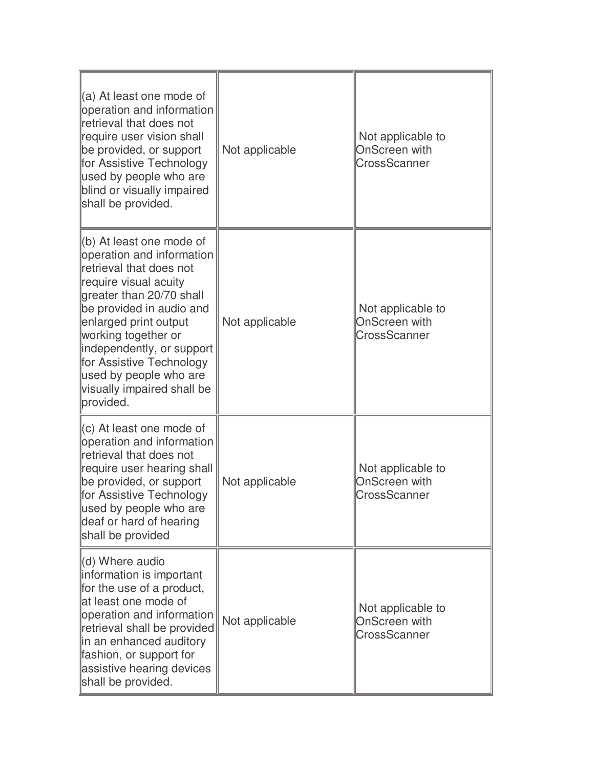| | | |
|---|---|---|
| (a) At least one mode of operation and information retrieval that does not require user vision shall be provided, or support for Assistive Technology used by people who are blind or visually impaired shall be provided. | Not applicable | Not applicable to OnScreen with CrossScanner |
| (b) At least one mode of operation and information retrieval that does not require visual acuity greater than 20/70 shall be provided in audio and enlarged print output working together or independently, or support for Assistive Technology used by people who are visually impaired shall be provided. | Not applicable | Not applicable to OnScreen with CrossScanner |
| (c) At least one mode of operation and information retrieval that does not require user hearing shall be provided, or support for Assistive Technology used by people who are deaf or hard of hearing shall be provided | Not applicable | Not applicable to OnScreen with CrossScanner |
| (d) Where audio information is important for the use of a product, at least one mode of operation and information retrieval shall be provided in an enhanced auditory fashion, or support for assistive hearing devices shall be provided. | Not applicable | Not applicable to OnScreen with CrossScanner |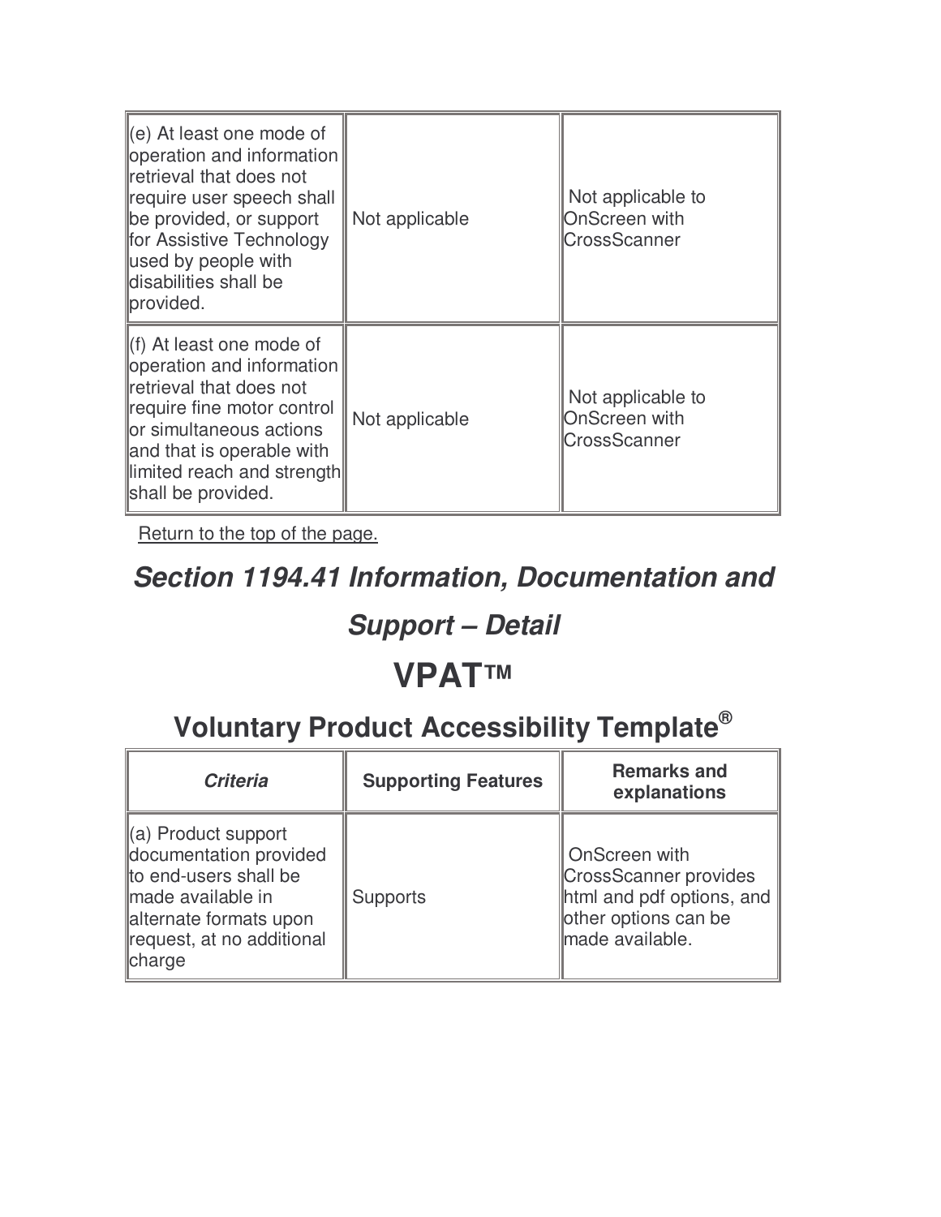| | | |
|---|---|---|
| (e) At least one mode of operation and information retrieval that does not require user speech shall be provided, or support for Assistive Technology used by people with disabilities shall be provided. | Not applicable | Not applicable to OnScreen with CrossScanner |
| (f) At least one mode of operation and information retrieval that does not require fine motor control or simultaneous actions and that is operable with limited reach and strength shall be provided. | Not applicable | Not applicable to OnScreen with CrossScanner |

Return to the top of the page.

## *Section 1194.41 Information, Documentation and Support – Detail*

# VPAT™

## Voluntary Product Accessibility Template®

| *Criteria* | Supporting Features | Remarks and explanations |
|---|---|---|
| (a) Product support documentation provided to end-users shall be made available in alternate formats upon request, at no additional charge | Supports | OnScreen with CrossScanner provides html and pdf options, and other options can be made available. |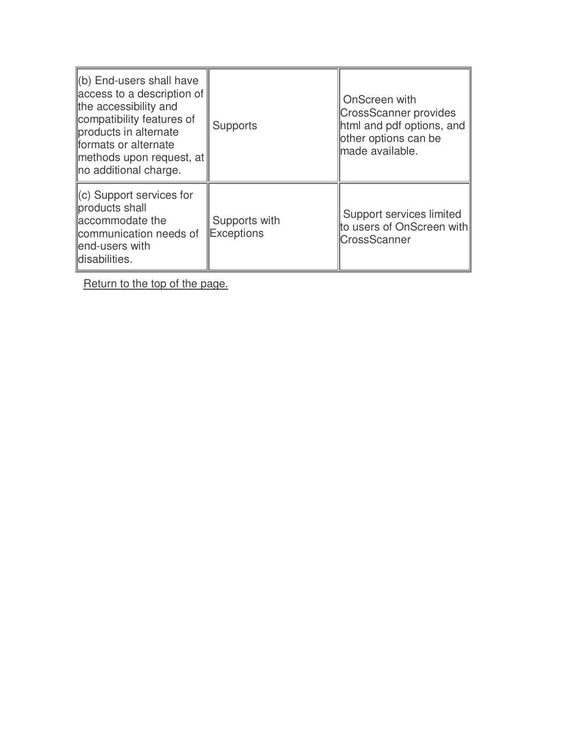| | | |
|---|---|---|
| (b) End-users shall have access to a description of the accessibility and compatibility features of products in alternate formats or alternate methods upon request, at no additional charge. | Supports | OnScreen with CrossScanner provides html and pdf options, and other options can be made available. |
| (c) Support services for products shall accommodate the communication needs of end-users with disabilities. | Supports with Exceptions | Support services limited to users of OnScreen with CrossScanner |

Return to the top of the page.